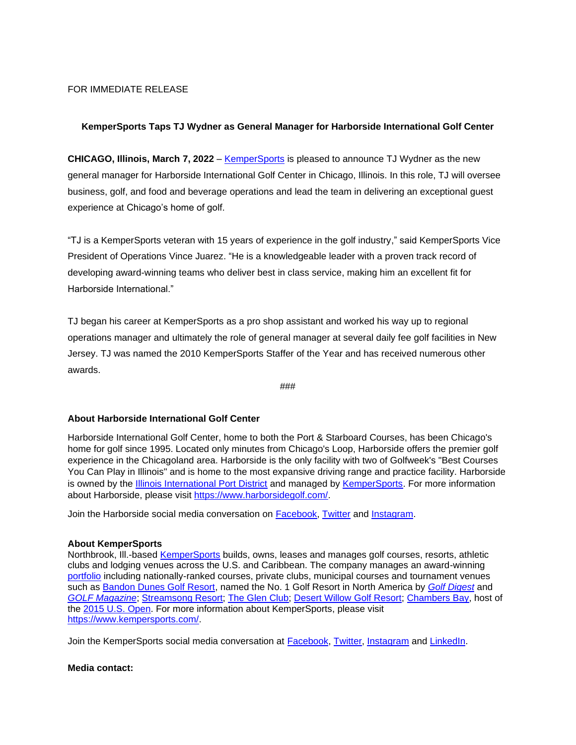FOR IMMEDIATE RELEASE

**KemperSports Taps TJ Wydner as General Manager for Harborside International Golf Center**

**CHICAGO, Illinois, March 7, 2022** – KemperSports is pleased to announce TJ Wydner as the new general manager for Harborside International Golf Center in Chicago, Illinois. In this role, TJ will oversee business, golf, and food and beverage operations and lead the team in delivering an exceptional guest experience at Chicago's home of golf.

"TJ is a KemperSports veteran with 15 years of experience in the golf industry," said KemperSports Vice President of Operations Vince Juarez. "He is a knowledgeable leader with a proven track record of developing award-winning teams who deliver best in class service, making him an excellent fit for Harborside International."

TJ began his career at KemperSports as a pro shop assistant and worked his way up to regional operations manager and ultimately the role of general manager at several daily fee golf facilities in New Jersey. TJ was named the 2010 KemperSports Staffer of the Year and has received numerous other awards.

###

**About Harborside International Golf Center**

Harborside International Golf Center, home to both the Port & Starboard Courses, has been Chicago's home for golf since 1995. Located only minutes from Chicago's Loop, Harborside offers the premier golf experience in the Chicagoland area. Harborside is the only facility with two of Golfweek's "Best Courses You Can Play in Illinois" and is home to the most expansive driving range and practice facility. Harborside is owned by the Illinois International Port District and managed by KemperSports. For more information about Harborside, please visit https://www.harborsidegolf.com/.

Join the Harborside social media conversation on Facebook, Twitter and Instagram.

**About KemperSports**

Northbrook, Ill.-based KemperSports builds, owns, leases and manages golf courses, resorts, athletic clubs and lodging venues across the U.S. and Caribbean. The company manages an award-winning portfolio including nationally-ranked courses, private clubs, municipal courses and tournament venues such as Bandon Dunes Golf Resort, named the No. 1 Golf Resort in North America by *Golf Digest* and *GOLF Magazine*; Streamsong Resort; The Glen Club; Desert Willow Golf Resort; Chambers Bay, host of the 2015 U.S. Open. For more information about KemperSports, please visit https://www.kempersports.com/.

Join the KemperSports social media conversation at Facebook, Twitter, Instagram and LinkedIn.

**Media contact:**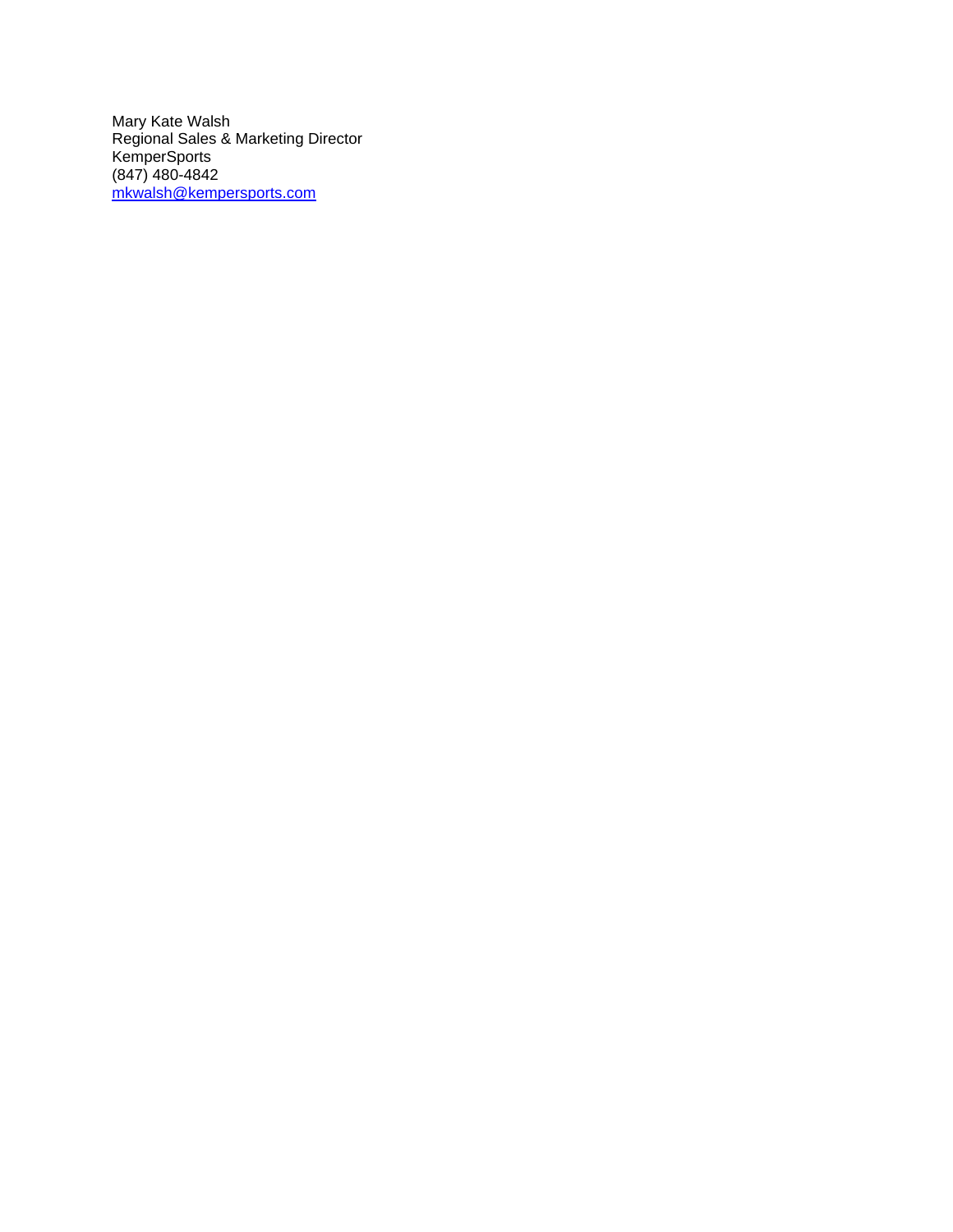Mary Kate Walsh
Regional Sales & Marketing Director
KemperSports
(847) 480-4842
[mkwalsh@kempersports.com](mailto:mkwalsh@kempersports.com)